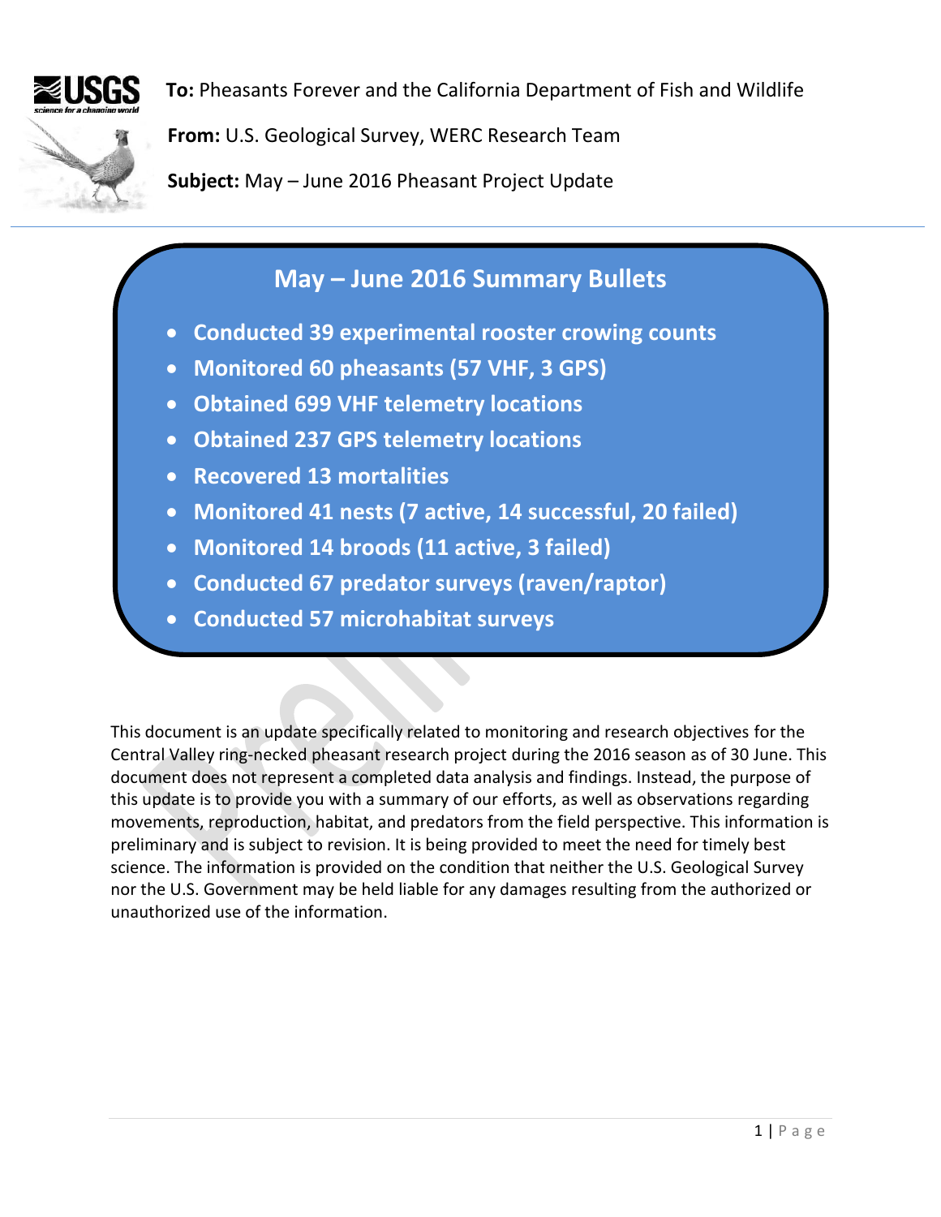**To:** Pheasants Forever and the California Department of Fish and Wildlife

**From:** U.S. Geological Survey, WERC Research Team

**Subject:** May – June 2016 Pheasant Project Update

## May – June 2016 Summary Bullets

- **Conducted 39 experimental rooster crowing counts**
- **Monitored 60 pheasants (57 VHF, 3 GPS)**
- **Obtained 699 VHF telemetry locations**
- **Obtained 237 GPS telemetry locations**
- **Recovered 13 mortalities**
- **Monitored 41 nests (7 active, 14 successful, 20 failed)**
- **Monitored 14 broods (11 active, 3 failed)**
- **Conducted 67 predator surveys (raven/raptor)**
- **Conducted 57 microhabitat surveys**

This document is an update specifically related to monitoring and research objectives for the Central Valley ring-necked pheasant research project during the 2016 season as of 30 June. This document does not represent a completed data analysis and findings. Instead, the purpose of this update is to provide you with a summary of our efforts, as well as observations regarding movements, reproduction, habitat, and predators from the field perspective. This information is preliminary and is subject to revision. It is being provided to meet the need for timely best science. The information is provided on the condition that neither the U.S. Geological Survey nor the U.S. Government may be held liable for any damages resulting from the authorized or unauthorized use of the information.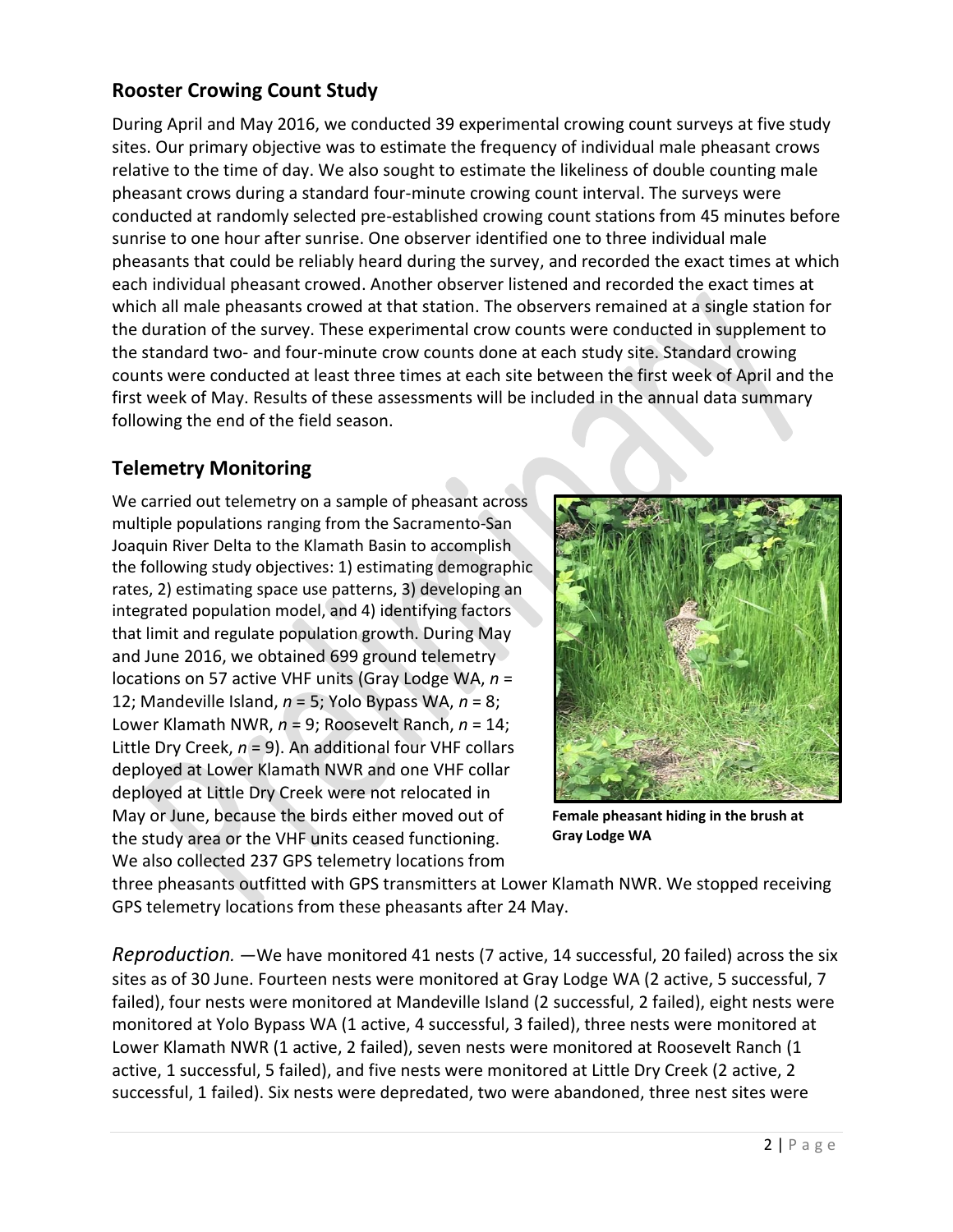## Rooster Crowing Count Study

During April and May 2016, we conducted 39 experimental crowing count surveys at five study sites. Our primary objective was to estimate the frequency of individual male pheasant crows relative to the time of day. We also sought to estimate the likeliness of double counting male pheasant crows during a standard four-minute crowing count interval. The surveys were conducted at randomly selected pre-established crowing count stations from 45 minutes before sunrise to one hour after sunrise. One observer identified one to three individual male pheasants that could be reliably heard during the survey, and recorded the exact times at which each individual pheasant crowed. Another observer listened and recorded the exact times at which all male pheasants crowed at that station. The observers remained at a single station for the duration of the survey. These experimental crow counts were conducted in supplement to the standard two- and four-minute crow counts done at each study site. Standard crowing counts were conducted at least three times at each site between the first week of April and the first week of May. Results of these assessments will be included in the annual data summary following the end of the field season.

## Telemetry Monitoring

We carried out telemetry on a sample of pheasant across multiple populations ranging from the Sacramento-San Joaquin River Delta to the Klamath Basin to accomplish the following study objectives: 1) estimating demographic rates, 2) estimating space use patterns, 3) developing an integrated population model, and 4) identifying factors that limit and regulate population growth. During May and June 2016, we obtained 699 ground telemetry locations on 57 active VHF units (Gray Lodge WA, *n* = 12; Mandeville Island, *n* = 5; Yolo Bypass WA, *n* = 8; Lower Klamath NWR, *n* = 9; Roosevelt Ranch, *n* = 14; Little Dry Creek, *n* = 9). An additional four VHF collars deployed at Lower Klamath NWR and one VHF collar deployed at Little Dry Creek were not relocated in May or June, because the birds either moved out of the study area or the VHF units ceased functioning. We also collected 237 GPS telemetry locations from three pheasants outfitted with GPS transmitters at Lower Klamath NWR. We stopped receiving GPS telemetry locations from these pheasants after 24 May.

**Female pheasant hiding in the brush at Gray Lodge WA**

*Reproduction.* —We have monitored 41 nests (7 active, 14 successful, 20 failed) across the six sites as of 30 June. Fourteen nests were monitored at Gray Lodge WA (2 active, 5 successful, 7 failed), four nests were monitored at Mandeville Island (2 successful, 2 failed), eight nests were monitored at Yolo Bypass WA (1 active, 4 successful, 3 failed), three nests were monitored at Lower Klamath NWR (1 active, 2 failed), seven nests were monitored at Roosevelt Ranch (1 active, 1 successful, 5 failed), and five nests were monitored at Little Dry Creek (2 active, 2 successful, 1 failed). Six nests were depredated, two were abandoned, three nest sites were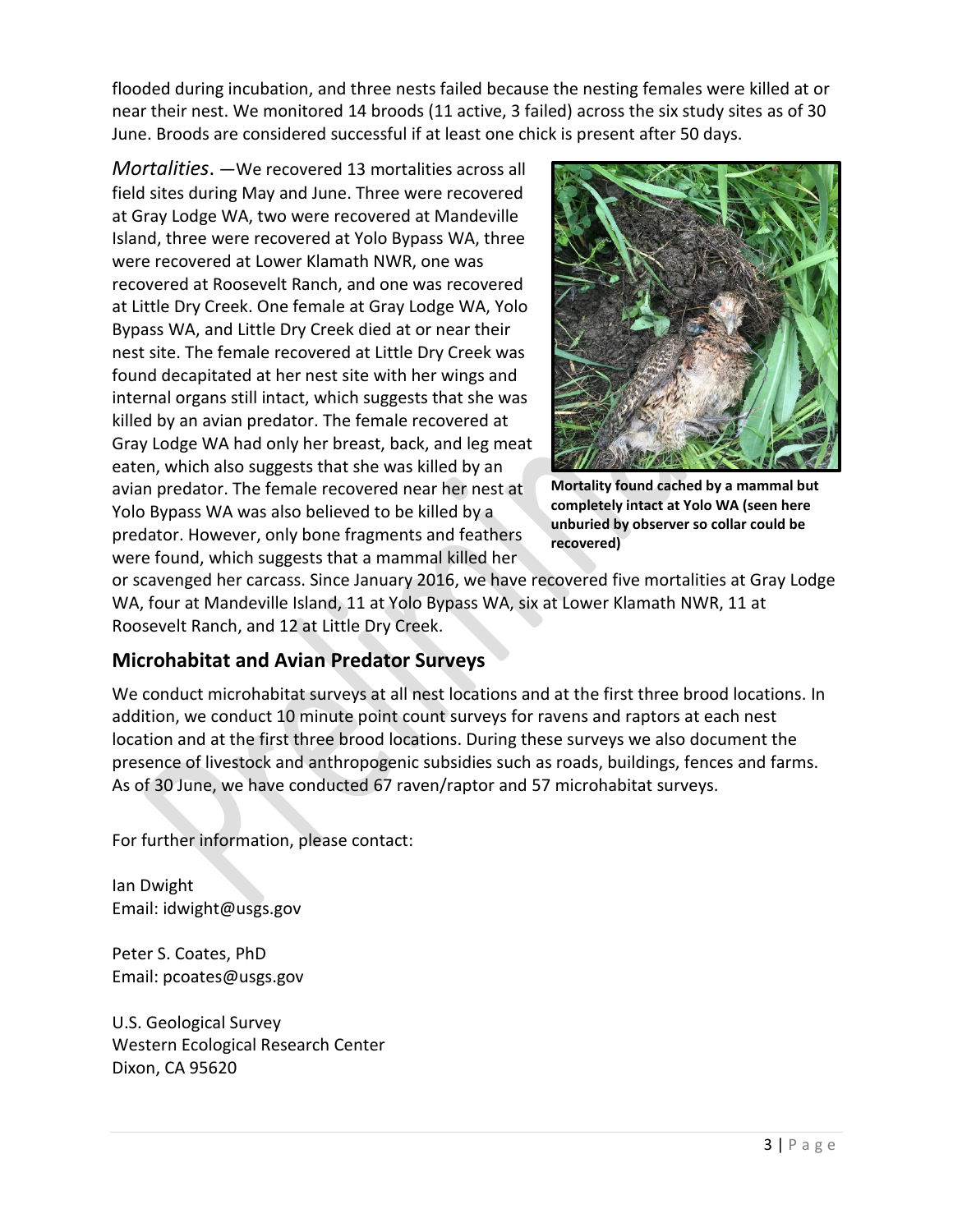flooded during incubation, and three nests failed because the nesting females were killed at or near their nest. We monitored 14 broods (11 active, 3 failed) across the six study sites as of 30 June. Broods are considered successful if at least one chick is present after 50 days.

*Mortalities*. —We recovered 13 mortalities across all field sites during May and June. Three were recovered at Gray Lodge WA, two were recovered at Mandeville Island, three were recovered at Yolo Bypass WA, three were recovered at Lower Klamath NWR, one was recovered at Roosevelt Ranch, and one was recovered at Little Dry Creek. One female at Gray Lodge WA, Yolo Bypass WA, and Little Dry Creek died at or near their nest site. The female recovered at Little Dry Creek was found decapitated at her nest site with her wings and internal organs still intact, which suggests that she was killed by an avian predator. The female recovered at Gray Lodge WA had only her breast, back, and leg meat eaten, which also suggests that she was killed by an avian predator. The female recovered near her nest at Yolo Bypass WA was also believed to be killed by a predator. However, only bone fragments and feathers were found, which suggests that a mammal killed her or scavenged her carcass. Since January 2016, we have recovered five mortalities at Gray Lodge WA, four at Mandeville Island, 11 at Yolo Bypass WA, six at Lower Klamath NWR, 11 at Roosevelt Ranch, and 12 at Little Dry Creek.

**Mortality found cached by a mammal but completely intact at Yolo WA (seen here unburied by observer so collar could be recovered)**

## Microhabitat and Avian Predator Surveys

We conduct microhabitat surveys at all nest locations and at the first three brood locations. In addition, we conduct 10 minute point count surveys for ravens and raptors at each nest location and at the first three brood locations. During these surveys we also document the presence of livestock and anthropogenic subsidies such as roads, buildings, fences and farms. As of 30 June, we have conducted 67 raven/raptor and 57 microhabitat surveys.

For further information, please contact:

Ian Dwight
Email: idwight@usgs.gov

Peter S. Coates, PhD
Email: pcoates@usgs.gov

U.S. Geological Survey
Western Ecological Research Center
Dixon, CA 95620